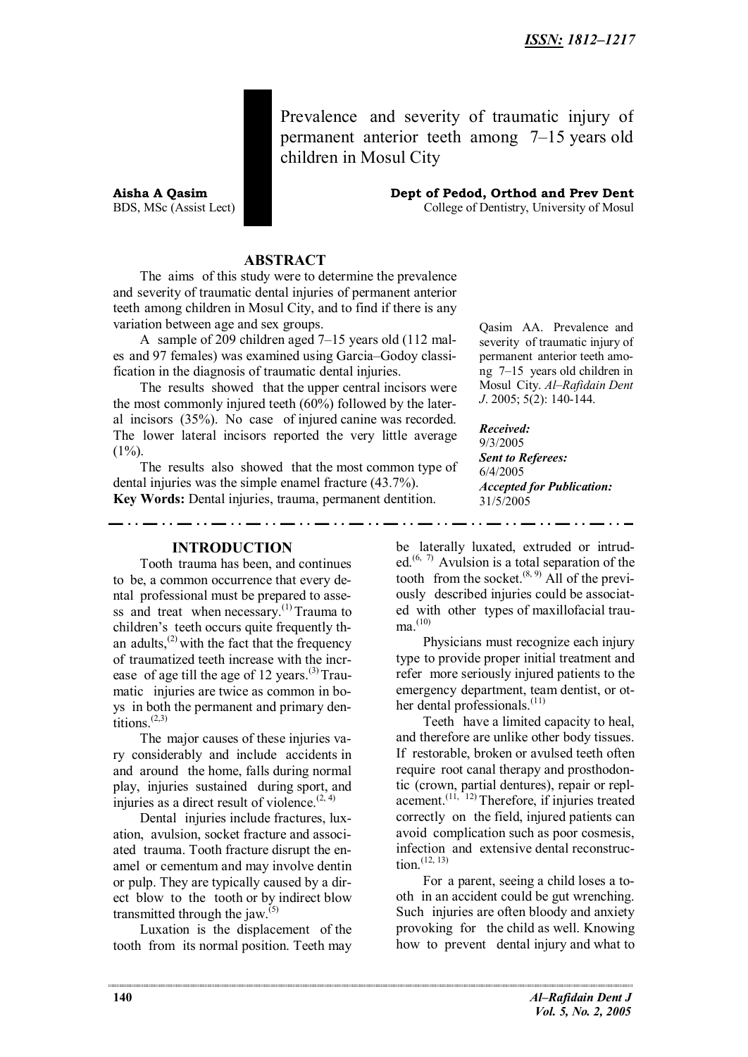# Prevalence and severity of traumatic injury of permanent anterior teeth among 7–15 years old children in Mosul City

**Aisha A Qasim**
BDS, MSc (Assist Lect)

**Dept of Pedod, Orthod and Prev Dent**
College of Dentistry, University of Mosul

## ABSTRACT

The aims of this study were to determine the prevalence and severity of traumatic dental injuries of permanent anterior teeth among children in Mosul City, and to find if there is any variation between age and sex groups.

A sample of 209 children aged 7–15 years old (112 males and 97 females) was examined using Garcia–Godoy classification in the diagnosis of traumatic dental injuries.

The results showed that the upper central incisors were the most commonly injured teeth (60%) followed by the lateral incisors (35%). No case of injured canine was recorded. The lower lateral incisors reported the very little average (1%).

The results also showed that the most common type of dental injuries was the simple enamel fracture (43.7%).

**Key Words:** Dental injuries, trauma, permanent dentition.

Qasim AA. Prevalence and severity of traumatic injury of permanent anterior teeth among 7–15 years old children in Mosul City. *Al–Rafidain Dent J*. 2005; 5(2): 140-144.

***Received:***
9/3/2005
***Sent to Referees:***
6/4/2005
***Accepted for Publication:***
31/5/2005

## INTRODUCTION

Tooth trauma has been, and continues to be, a common occurrence that every dental professional must be prepared to assess and treat when necessary.[1] Trauma to children's teeth occurs quite frequently than adults,[2] with the fact that the frequency of traumatized teeth increase with the increase of age till the age of 12 years.[3] Traumatic injuries are twice as common in boys in both the permanent and primary dentitions.[2,3]

The major causes of these injuries vary considerably and include accidents in and around the home, falls during normal play, injuries sustained during sport, and injuries as a direct result of violence.[2, 4]

Dental injuries include fractures, luxation, avulsion, socket fracture and associated trauma. Tooth fracture disrupt the enamel or cementum and may involve dentin or pulp. They are typically caused by a direct blow to the tooth or by indirect blow transmitted through the jaw.[5]

Luxation is the displacement of the tooth from its normal position. Teeth may be laterally luxated, extruded or intruded.[6, 7] Avulsion is a total separation of the tooth from the socket.[8, 9] All of the previously described injuries could be associated with other types of maxillofacial trauma.[10]

Physicians must recognize each injury type to provide proper initial treatment and refer more seriously injured patients to the emergency department, team dentist, or other dental professionals.[11]

Teeth have a limited capacity to heal, and therefore are unlike other body tissues. If restorable, broken or avulsed teeth often require root canal therapy and prosthodontic (crown, partial dentures), repair or replacement.[11, 12] Therefore, if injuries treated correctly on the field, injured patients can avoid complication such as poor cosmesis, infection and extensive dental reconstruction.[12, 13]

For a parent, seeing a child loses a tooth in an accident could be gut wrenching. Such injuries are often bloody and anxiety provoking for the child as well. Knowing how to prevent dental injury and what to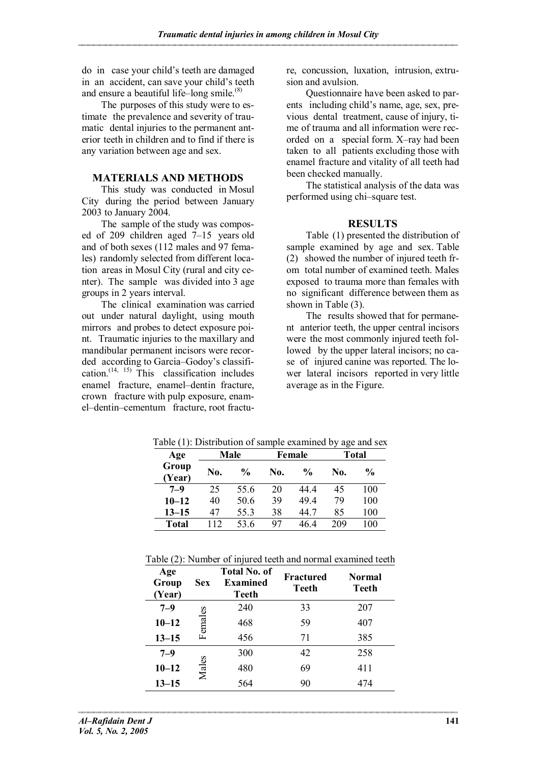do in case your child's teeth are damaged in an accident, can save your child's teeth and ensure a beautiful life–long smile.[8]

The purposes of this study were to estimate the prevalence and severity of traumatic dental injuries to the permanent anterior teeth in children and to find if there is any variation between age and sex.

## MATERIALS AND METHODS

This study was conducted in Mosul City during the period between January 2003 to January 2004.

The sample of the study was composed of 209 children aged 7–15 years old and of both sexes (112 males and 97 females) randomly selected from different location areas in Mosul City (rural and city center). The sample was divided into 3 age groups in 2 years interval.

The clinical examination was carried out under natural daylight, using mouth mirrors and probes to detect exposure point. Traumatic injuries to the maxillary and mandibular permanent incisors were recorded according to Garcia–Godoy's classification.[14, 15] This classification includes enamel fracture, enamel–dentin fracture, crown fracture with pulp exposure, enamel–dentin–cementum fracture, root fracture, concussion, luxation, intrusion, extrusion and avulsion.

Questionnaire have been asked to parents including child's name, age, sex, previous dental treatment, cause of injury, time of trauma and all information were recorded on a special form. X–ray had been taken to all patients excluding those with enamel fracture and vitality of all teeth had been checked manually.

The statistical analysis of the data was performed using chi–square test.

## RESULTS

Table (1) presented the distribution of sample examined by age and sex. Table (2) showed the number of injured teeth from total number of examined teeth. Males exposed to trauma more than females with no significant difference between them as shown in Table (3).

The results showed that for permanent anterior teeth, the upper central incisors were the most commonly injured teeth followed by the upper lateral incisors; no case of injured canine was reported. The lower lateral incisors reported in very little average as in the Figure.

Table (1): Distribution of sample examined by age and sex

| Age Group (Year) | Male | | Female | | Total | |
|---|---|---|---|---|---|---|
| | No. | % | No. | % | No. | % |
| **7–9** | 25 | 55.6 | 20 | 44.4 | 45 | 100 |
| **10–12** | 40 | 50.6 | 39 | 49.4 | 79 | 100 |
| **13–15** | 47 | 55.3 | 38 | 44.7 | 85 | 100 |
| **Total** | 112 | 53.6 | 97 | 46.4 | 209 | 100 |

Table (2): Number of injured teeth and normal examined teeth

| Age Group (Year) | Sex | Total No. of Examined Teeth | Fractured Teeth | Normal Teeth |
|---|---|---|---|---|
| **7–9** | Females | 240 | 33 | 207 |
| **10–12** | | 468 | 59 | 407 |
| **13–15** | | 456 | 71 | 385 |
| **7–9** | Males | 300 | 42 | 258 |
| **10–12** | | 480 | 69 | 411 |
| **13–15** | | 564 | 90 | 474 |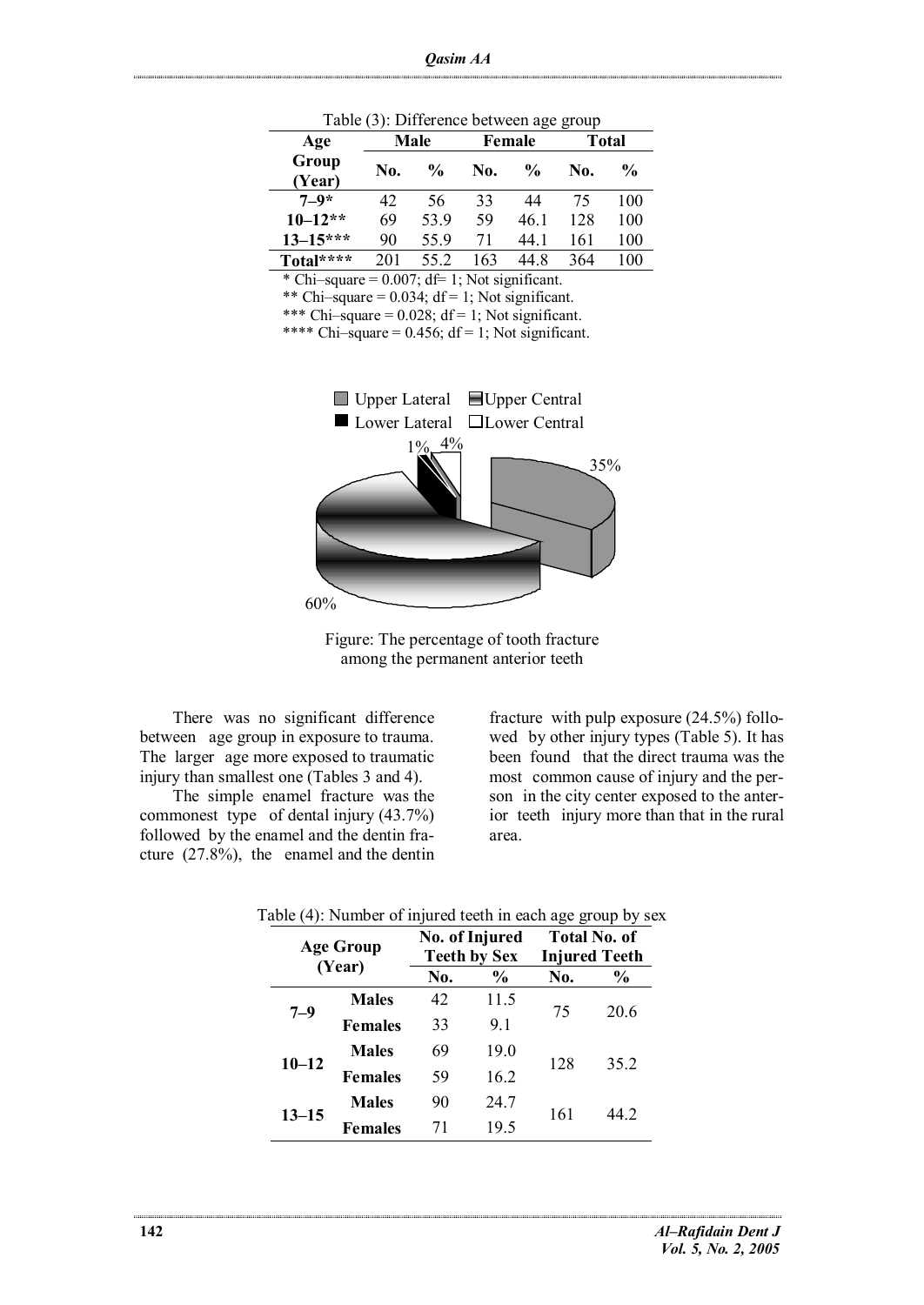Table (3): Difference between age group

| Age Group (Year) | Male | | Female | | Total | |
|---|---|---|---|---|---|---|
| | No. | % | No. | % | No. | % |
| 7–9* | 42 | 56 | 33 | 44 | 75 | 100 |
| 10–12** | 69 | 53.9 | 59 | 46.1 | 128 | 100 |
| 13–15*** | 90 | 55.9 | 71 | 44.1 | 161 | 100 |
| Total**** | 201 | 55.2 | 163 | 44.8 | 364 | 100 |

* Chi–square = 0.007; df= 1; Not significant.
** Chi–square = 0.034; df = 1; Not significant.
*** Chi–square = 0.028; df = 1; Not significant.
**** Chi–square = 0.456; df = 1; Not significant.

Figure: The percentage of tooth fracture among the permanent anterior teeth

There was no significant difference between age group in exposure to trauma. The larger age more exposed to traumatic injury than smallest one (Tables 3 and 4).

The simple enamel fracture was the commonest type of dental injury (43.7%) followed by the enamel and the dentin fracture (27.8%), the enamel and the dentin fracture with pulp exposure (24.5%) followed by other injury types (Table 5). It has been found that the direct trauma was the most common cause of injury and the person in the city center exposed to the anterior teeth injury more than that in the rural area.

Table (4): Number of injured teeth in each age group by sex

| Age Group (Year) | | No. of Injured Teeth by Sex | | Total No. of Injured Teeth | |
|---|---|---|---|---|---|
| | | No. | % | No. | % |
| 7–9 | Males | 42 | 11.5 | 75 | 20.6 |
| | Females | 33 | 9.1 | | |
| 10–12 | Males | 69 | 19.0 | 128 | 35.2 |
| | Females | 59 | 16.2 | | |
| 13–15 | Males | 90 | 24.7 | 161 | 44.2 |
| | Females | 71 | 19.5 | | |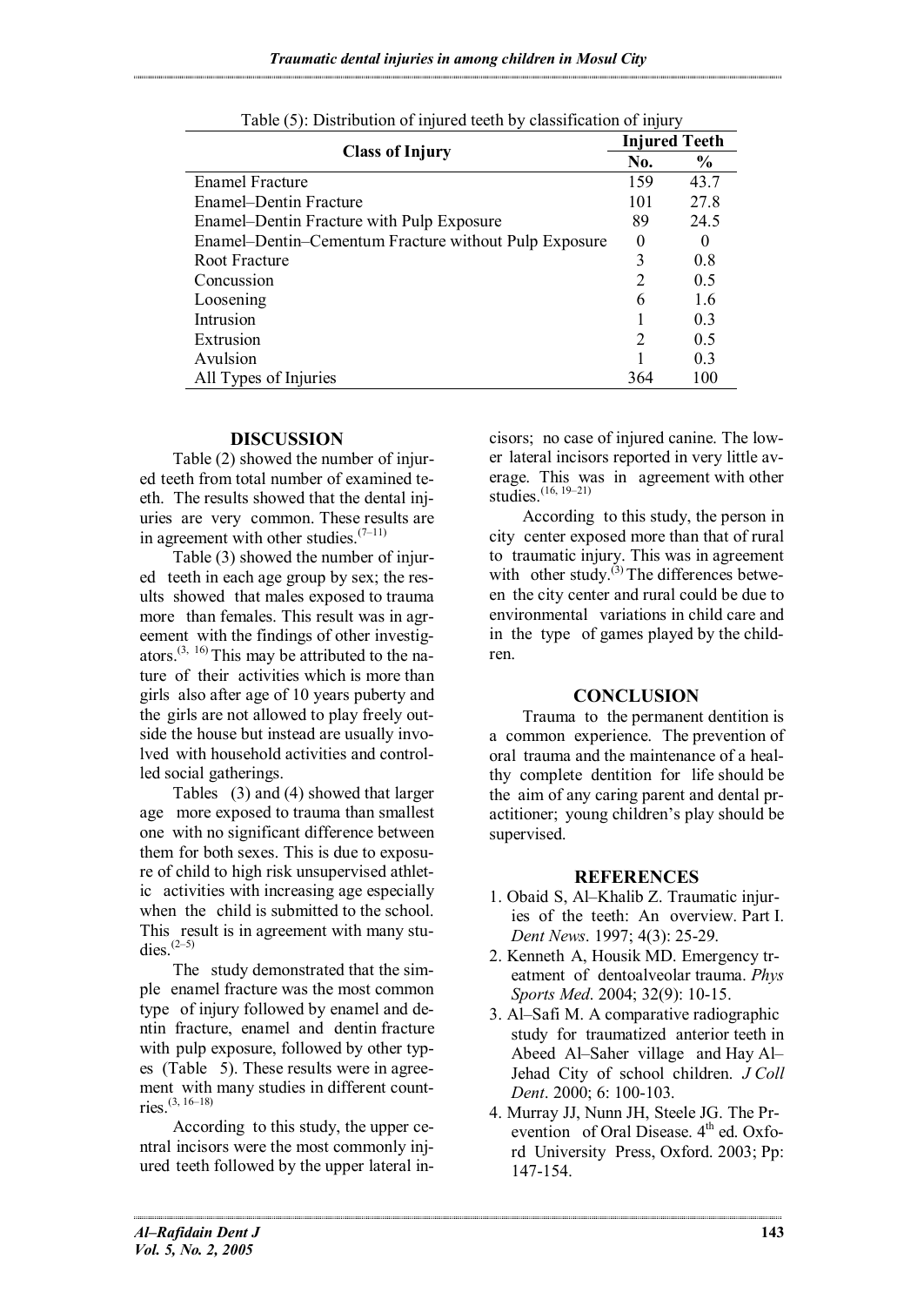Table (5): Distribution of injured teeth by classification of injury

| Class of Injury | Injured Teeth | |
|---|---|---|
| | No. | % |
| Enamel Fracture | 159 | 43.7 |
| Enamel–Dentin Fracture | 101 | 27.8 |
| Enamel–Dentin Fracture with Pulp Exposure | 89 | 24.5 |
| Enamel–Dentin–Cementum Fracture without Pulp Exposure | 0 | 0 |
| Root Fracture | 3 | 0.8 |
| Concussion | 2 | 0.5 |
| Loosening | 6 | 1.6 |
| Intrusion | 1 | 0.3 |
| Extrusion | 2 | 0.5 |
| Avulsion | 1 | 0.3 |
| All Types of Injuries | 364 | 100 |

## DISCUSSION

Table (2) showed the number of injured teeth from total number of examined teeth. The results showed that the dental injuries are very common. These results are in agreement with other studies.[7–11]

Table (3) showed the number of injured teeth in each age group by sex; the results showed that males exposed to trauma more than females. This result was in agreement with the findings of other investigators.[3, 16] This may be attributed to the nature of their activities which is more than girls also after age of 10 years puberty and the girls are not allowed to play freely outside the house but instead are usually involved with household activities and controlled social gatherings.

Tables (3) and (4) showed that larger age more exposed to trauma than smallest one with no significant difference between them for both sexes. This is due to exposure of child to high risk unsupervised athletic activities with increasing age especially when the child is submitted to the school. This result is in agreement with many studies.[2–5]

The study demonstrated that the simple enamel fracture was the most common type of injury followed by enamel and dentin fracture, enamel and dentin fracture with pulp exposure, followed by other types (Table 5). These results were in agreement with many studies in different countries.[3, 16–18]

According to this study, the upper central incisors were the most commonly injured teeth followed by the upper lateral incisors; no case of injured canine. The lower lateral incisors reported in very little average. This was in agreement with other studies.[16, 19–21]

According to this study, the person in city center exposed more than that of rural to traumatic injury. This was in agreement with other study.[3] The differences between the city center and rural could be due to environmental variations in child care and in the type of games played by the children.

## CONCLUSION

Trauma to the permanent dentition is a common experience. The prevention of oral trauma and the maintenance of a healthy complete dentition for life should be the aim of any caring parent and dental practitioner; young children's play should be supervised.

## REFERENCES

1. Obaid S, Al–Khalib Z. Traumatic injuries of the teeth: An overview. Part I. *Dent News*. 1997; 4(3): 25-29.
2. Kenneth A, Housik MD. Emergency treatment of dentoalveolar trauma. *Phys Sports Med*. 2004; 32(9): 10-15.
3. Al–Safi M. A comparative radiographic study for traumatized anterior teeth in Abeed Al–Saher village and Hay Al–Jehad City of school children. *J Coll Dent*. 2000; 6: 100-103.
4. Murray JJ, Nunn JH, Steele JG. The Prevention of Oral Disease. 4th ed. Oxford University Press, Oxford. 2003; Pp: 147-154.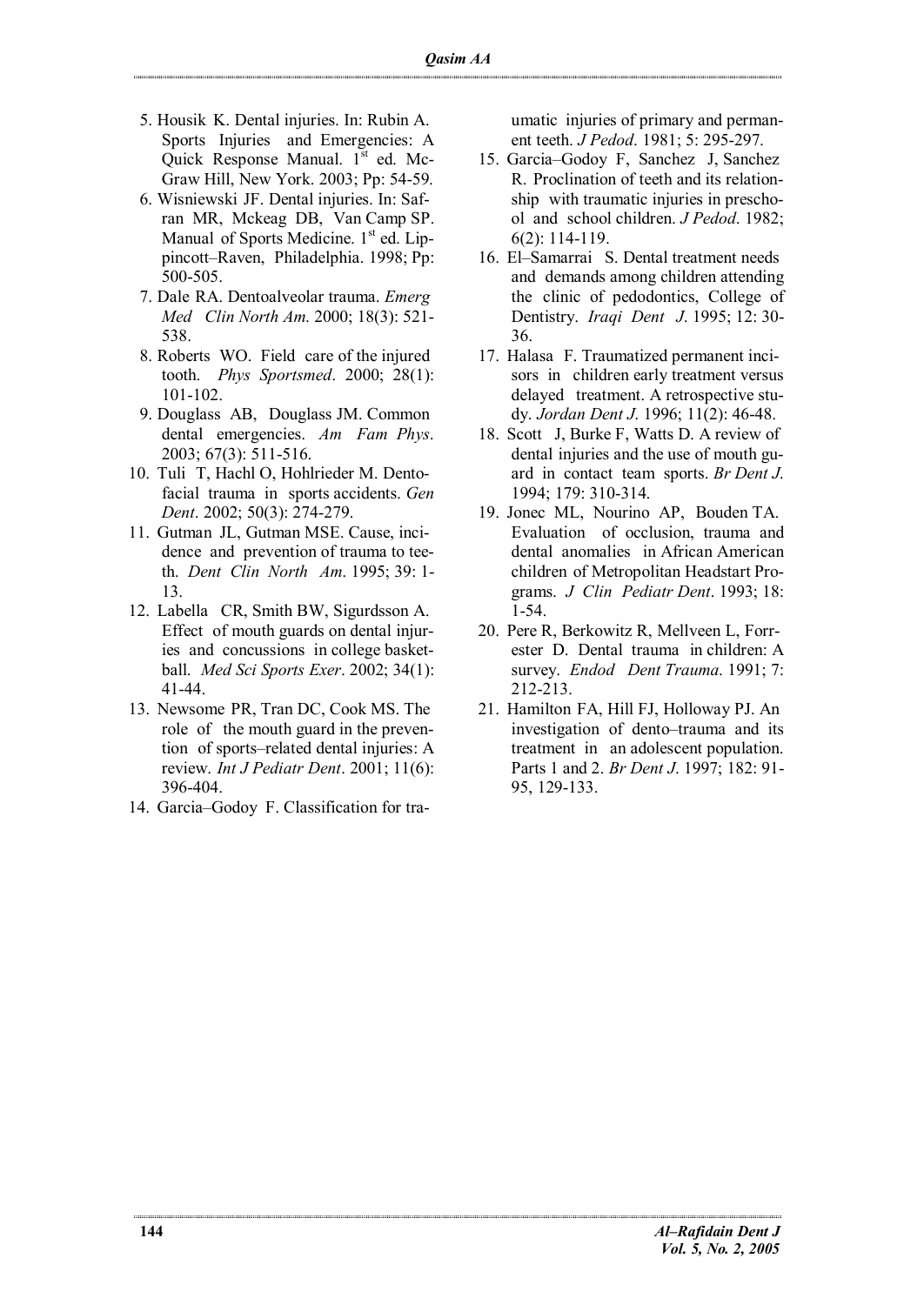5. Housik K. Dental injuries. In: Rubin A. Sports Injuries and Emergencies: A Quick Response Manual. 1st ed. McGraw Hill, New York. 2003; Pp: 54-59.
6. Wisniewski JF. Dental injuries. In: Safran MR, Mckeag DB, Van Camp SP. Manual of Sports Medicine. 1st ed. Lippincott–Raven, Philadelphia. 1998; Pp: 500-505.
7. Dale RA. Dentoalveolar trauma. *Emerg Med Clin North Am*. 2000; 18(3): 521-538.
8. Roberts WO. Field care of the injured tooth. *Phys Sportsmed*. 2000; 28(1): 101-102.
9. Douglass AB, Douglass JM. Common dental emergencies. *Am Fam Phys*. 2003; 67(3): 511-516.
10. Tuli T, Hachl O, Hohlrieder M. Dentofacial trauma in sports accidents. *Gen Dent*. 2002; 50(3): 274-279.
11. Gutman JL, Gutman MSE. Cause, incidence and prevention of trauma to teeth. *Dent Clin North Am*. 1995; 39: 1-13.
12. Labella CR, Smith BW, Sigurdsson A. Effect of mouth guards on dental injuries and concussions in college basketball. *Med Sci Sports Exer*. 2002; 34(1): 41-44.
13. Newsome PR, Tran DC, Cook MS. The role of the mouth guard in the prevention of sports–related dental injuries: A review. *Int J Pediatr Dent*. 2001; 11(6): 396-404.
14. Garcia–Godoy F. Classification for traumatic injuries of primary and permanent teeth. *J Pedod*. 1981; 5: 295-297.
15. Garcia–Godoy F, Sanchez J, Sanchez R. Proclination of teeth and its relationship with traumatic injuries in preschool and school children. *J Pedod*. 1982; 6(2): 114-119.
16. El–Samarrai S. Dental treatment needs and demands among children attending the clinic of pedodontics, College of Dentistry. *Iraqi Dent J*. 1995; 12: 30-36.
17. Halasa F. Traumatized permanent incisors in children early treatment versus delayed treatment. A retrospective study. *Jordan Dent J*. 1996; 11(2): 46-48.
18. Scott J, Burke F, Watts D. A review of dental injuries and the use of mouth guard in contact team sports. *Br Dent J*. 1994; 179: 310-314.
19. Jonec ML, Nourino AP, Bouden TA. Evaluation of occlusion, trauma and dental anomalies in African American children of Metropolitan Headstart Programs. *J Clin Pediatr Dent*. 1993; 18: 1-54.
20. Pere R, Berkowitz R, Mellveen L, Forrester D. Dental trauma in children: A survey. *Endod Dent Trauma*. 1991; 7: 212-213.
21. Hamilton FA, Hill FJ, Holloway PJ. An investigation of dento–trauma and its treatment in an adolescent population. Parts 1 and 2. *Br Dent J*. 1997; 182: 91-95, 129-133.